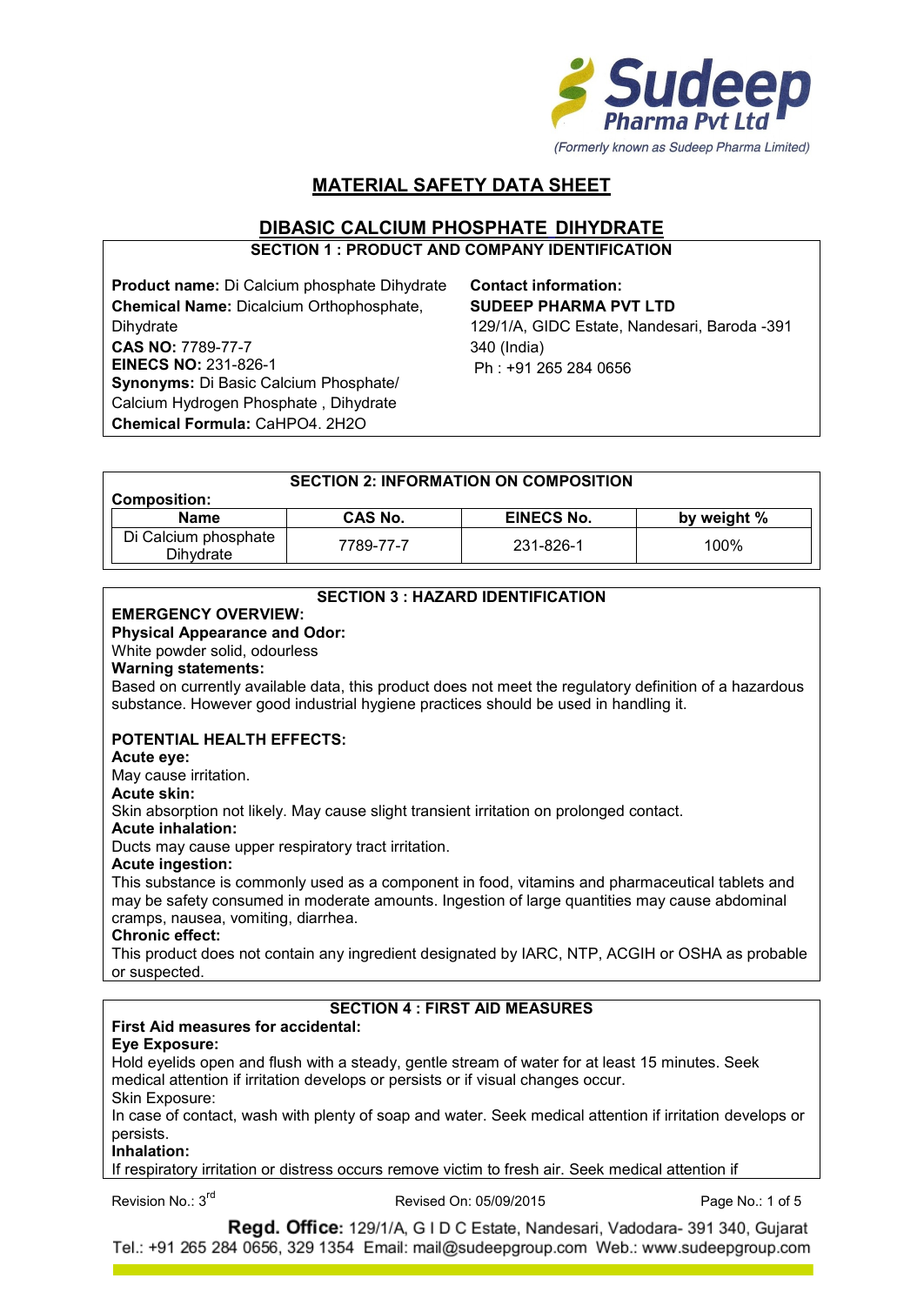Sudeep Pharma Pvt Ltd
*(Formerly known as Sudeep Pharma Limited)*

# MATERIAL SAFETY DATA SHEET

## DIBASIC CALCIUM PHOSPHATE DIHYDRATE

### SECTION 1 : PRODUCT AND COMPANY IDENTIFICATION

**Product name:** Di Calcium phosphate Dihydrate
**Chemical Name:** Dicalcium Orthophosphate, Dihydrate
**CAS NO:** 7789-77-7
**EINECS NO:** 231-826-1
**Synonyms:** Di Basic Calcium Phosphate/ Calcium Hydrogen Phosphate , Dihydrate
**Chemical Formula:** $CaHPO_4 . 2H_2O$

**Contact information:**
**SUDEEP PHARMA PVT LTD**
129/1/A, GIDC Estate, Nandesari, Baroda -391 340 (India)
Ph : +91 265 284 0656

### SECTION 2: INFORMATION ON COMPOSITION

**Composition:**

| Name | CAS No. | EINECS No. | by weight % |
|---|---|---|---|
| Di Calcium phosphate Dihydrate | 7789-77-7 | 231-826-1 | 100% |

### SECTION 3 : HAZARD IDENTIFICATION

**EMERGENCY OVERVIEW:**
**Physical Appearance and Odor:**
White powder solid, odourless
**Warning statements:**
Based on currently available data, this product does not meet the regulatory definition of a hazardous substance. However good industrial hygiene practices should be used in handling it.

**POTENTIAL HEALTH EFFECTS:**
**Acute eye:**
May cause irritation.
**Acute skin:**
Skin absorption not likely. May cause slight transient irritation on prolonged contact.
**Acute inhalation:**
Ducts may cause upper respiratory tract irritation.
**Acute ingestion:**
This substance is commonly used as a component in food, vitamins and pharmaceutical tablets and may be safety consumed in moderate amounts. Ingestion of large quantities may cause abdominal cramps, nausea, vomiting, diarrhea.
**Chronic effect:**
This product does not contain any ingredient designated by IARC, NTP, ACGIH or OSHA as probable or suspected.

### SECTION 4 : FIRST AID MEASURES

**First Aid measures for accidental:**
**Eye Exposure:**
Hold eyelids open and flush with a steady, gentle stream of water for at least 15 minutes. Seek medical attention if irritation develops or persists or if visual changes occur.
Skin Exposure:
In case of contact, wash with plenty of soap and water. Seek medical attention if irritation develops or persists.
**Inhalation:**
If respiratory irritation or distress occurs remove victim to fresh air. Seek medical attention if

Revision No.: 3rd    Revised On: 05/09/2015

**Regd. Office:** 129/1/A, G I D C Estate, Nandesari, Vadodara- 391 340, Gujarat
Tel.: +91 265 284 0656, 329 1354 Email: mail@sudeepgroup.com Web.: www.sudeepgroup.com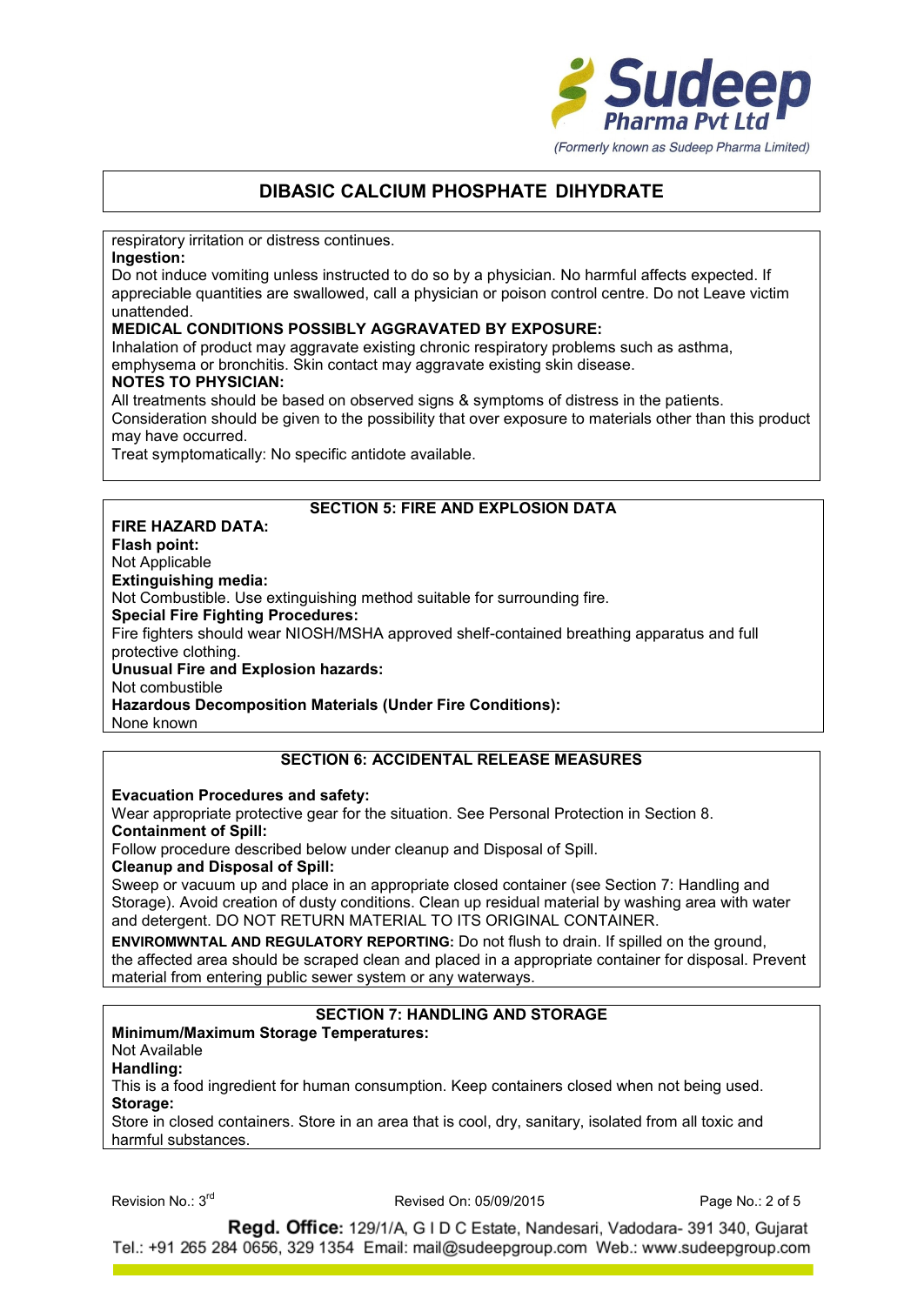# DIBASIC CALCIUM PHOSPHATE DIHYDRATE

respiratory irritation or distress continues.

**Ingestion:**

Do not induce vomiting unless instructed to do so by a physician. No harmful affects expected. If appreciable quantities are swallowed, call a physician or poison control centre. Do not Leave victim unattended.

**MEDICAL CONDITIONS POSSIBLY AGGRAVATED BY EXPOSURE:**

Inhalation of product may aggravate existing chronic respiratory problems such as asthma, emphysema or bronchitis. Skin contact may aggravate existing skin disease.

**NOTES TO PHYSICIAN:**

All treatments should be based on observed signs & symptoms of distress in the patients. Consideration should be given to the possibility that over exposure to materials other than this product may have occurred.

Treat symptomatically: No specific antidote available.

## SECTION 5: FIRE AND EXPLOSION DATA

**FIRE HAZARD DATA:**

**Flash point:**

Not Applicable

**Extinguishing media:**

Not Combustible. Use extinguishing method suitable for surrounding fire.

**Special Fire Fighting Procedures:**

Fire fighters should wear NIOSH/MSHA approved shelf-contained breathing apparatus and full protective clothing.

**Unusual Fire and Explosion hazards:**

Not combustible

**Hazardous Decomposition Materials (Under Fire Conditions):**

None known

## SECTION 6: ACCIDENTAL RELEASE MEASURES

**Evacuation Procedures and safety:**

Wear appropriate protective gear for the situation. See Personal Protection in Section 8.

**Containment of Spill:**

Follow procedure described below under cleanup and Disposal of Spill.

**Cleanup and Disposal of Spill:**

Sweep or vacuum up and place in an appropriate closed container (see Section 7: Handling and Storage). Avoid creation of dusty conditions. Clean up residual material by washing area with water and detergent. DO NOT RETURN MATERIAL TO ITS ORIGINAL CONTAINER.

**ENVIROMWNTAL AND REGULATORY REPORTING:** Do not flush to drain. If spilled on the ground, the affected area should be scraped clean and placed in a appropriate container for disposal. Prevent material from entering public sewer system or any waterways.

## SECTION 7: HANDLING AND STORAGE

**Minimum/Maximum Storage Temperatures:**

Not Available

**Handling:**

This is a food ingredient for human consumption. Keep containers closed when not being used.

**Storage:**

Store in closed containers. Store in an area that is cool, dry, sanitary, isolated from all toxic and harmful substances.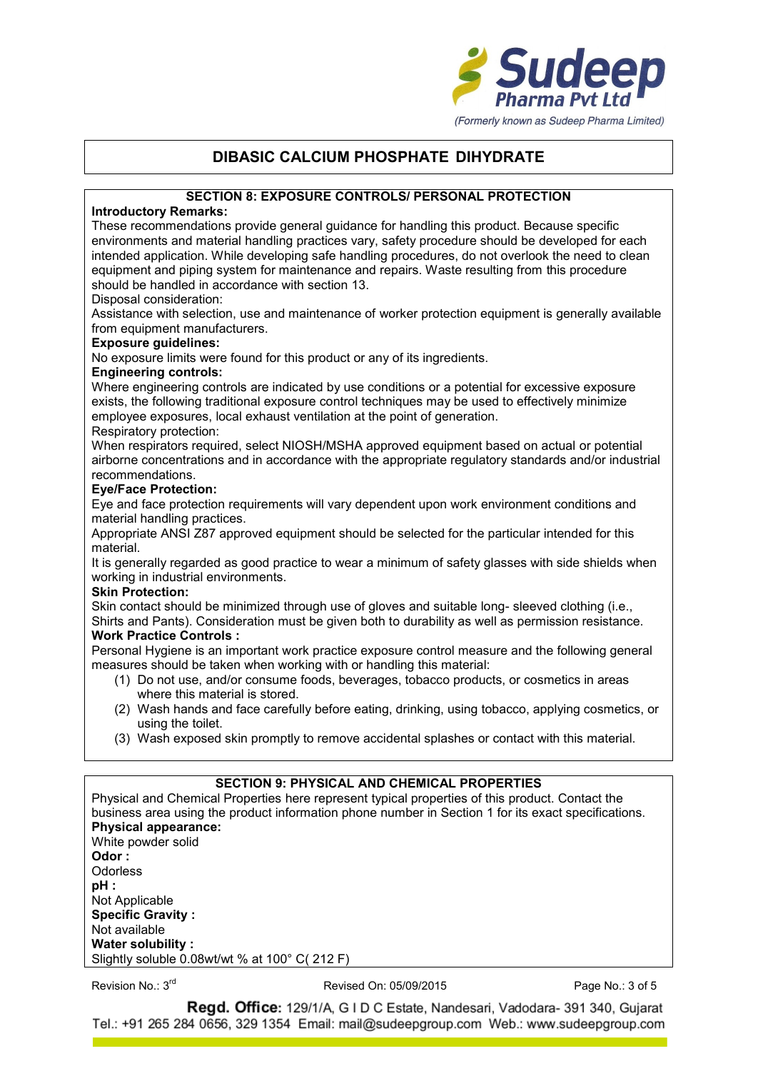# DIBASIC CALCIUM PHOSPHATE DIHYDRATE

## SECTION 8: EXPOSURE CONTROLS/ PERSONAL PROTECTION

**Introductory Remarks:**

These recommendations provide general guidance for handling this product. Because specific environments and material handling practices vary, safety procedure should be developed for each intended application. While developing safe handling procedures, do not overlook the need to clean equipment and piping system for maintenance and repairs. Waste resulting from this procedure should be handled in accordance with section 13.

Disposal consideration:

Assistance with selection, use and maintenance of worker protection equipment is generally available from equipment manufacturers.

**Exposure guidelines:**

No exposure limits were found for this product or any of its ingredients.

**Engineering controls:**

Where engineering controls are indicated by use conditions or a potential for excessive exposure exists, the following traditional exposure control techniques may be used to effectively minimize employee exposures, local exhaust ventilation at the point of generation.

Respiratory protection:

When respirators required, select NIOSH/MSHA approved equipment based on actual or potential airborne concentrations and in accordance with the appropriate regulatory standards and/or industrial recommendations.

**Eye/Face Protection:**

Eye and face protection requirements will vary dependent upon work environment conditions and material handling practices.

Appropriate ANSI Z87 approved equipment should be selected for the particular intended for this material.

It is generally regarded as good practice to wear a minimum of safety glasses with side shields when working in industrial environments.

**Skin Protection:**

Skin contact should be minimized through use of gloves and suitable long- sleeved clothing (i.e., Shirts and Pants). Consideration must be given both to durability as well as permission resistance.

**Work Practice Controls :**

Personal Hygiene is an important work practice exposure control measure and the following general measures should be taken when working with or handling this material:

1. Do not use, and/or consume foods, beverages, tobacco products, or cosmetics in areas where this material is stored.
2. Wash hands and face carefully before eating, drinking, using tobacco, applying cosmetics, or using the toilet.
3. Wash exposed skin promptly to remove accidental splashes or contact with this material.

## SECTION 9: PHYSICAL AND CHEMICAL PROPERTIES

Physical and Chemical Properties here represent typical properties of this product. Contact the business area using the product information phone number in Section 1 for its exact specifications.

**Physical appearance:**

White powder solid

**Odor :**

Odorless

**pH :**

Not Applicable

**Specific Gravity :**

Not available

**Water solubility :**

Slightly soluble 0.08wt/wt % at 100° C( 212 F)

Revision No.: 3rd Revised On: 05/09/2015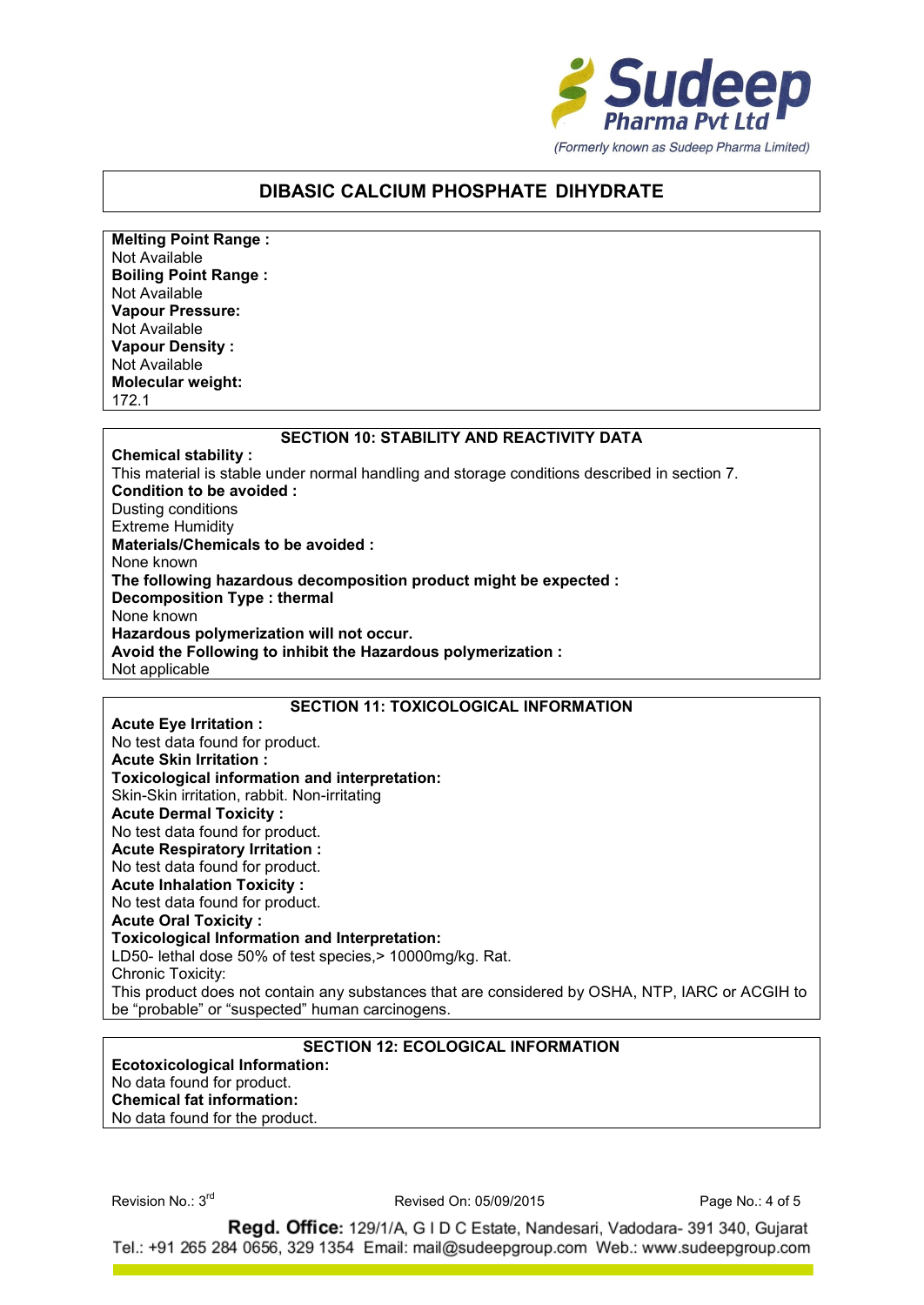# DIBASIC CALCIUM PHOSPHATE DIHYDRATE

**Melting Point Range :**
Not Available
**Boiling Point Range :**
Not Available
**Vapour Pressure:**
Not Available
**Vapour Density :**
Not Available
**Molecular weight:**
172.1

## SECTION 10: STABILITY AND REACTIVITY DATA

**Chemical stability :**
This material is stable under normal handling and storage conditions described in section 7.
**Condition to be avoided :**
Dusting conditions
Extreme Humidity
**Materials/Chemicals to be avoided :**
None known
**The following hazardous decomposition product might be expected :**
**Decomposition Type : thermal**
None known
**Hazardous polymerization will not occur.**
**Avoid the Following to inhibit the Hazardous polymerization :**
Not applicable

## SECTION 11: TOXICOLOGICAL INFORMATION

**Acute Eye Irritation :**
No test data found for product.
**Acute Skin Irritation :**
**Toxicological information and interpretation:**
Skin-Skin irritation, rabbit. Non-irritating
**Acute Dermal Toxicity :**
No test data found for product.
**Acute Respiratory Irritation :**
No test data found for product.
**Acute Inhalation Toxicity :**
No test data found for product.
**Acute Oral Toxicity :**
**Toxicological Information and Interpretation:**
LD50- lethal dose 50% of test species,> 10000mg/kg. Rat.
Chronic Toxicity:
This product does not contain any substances that are considered by OSHA, NTP, IARC or ACGIH to be "probable" or "suspected" human carcinogens.

## SECTION 12: ECOLOGICAL INFORMATION

**Ecotoxicological Information:**
No data found for product.
**Chemical fat information:**
No data found for the product.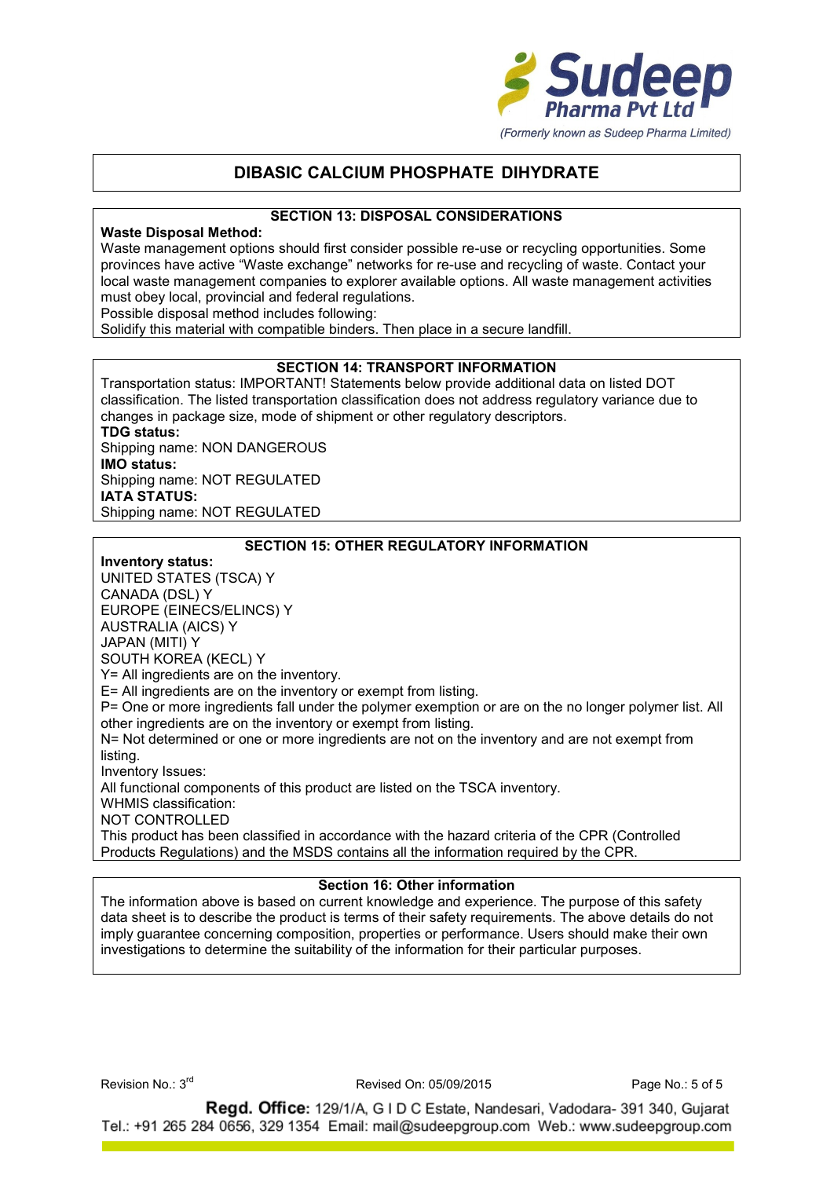# DIBASIC CALCIUM PHOSPHATE DIHYDRATE

## SECTION 13: DISPOSAL CONSIDERATIONS

**Waste Disposal Method:**

Waste management options should first consider possible re-use or recycling opportunities. Some provinces have active "Waste exchange" networks for re-use and recycling of waste. Contact your local waste management companies to explorer available options. All waste management activities must obey local, provincial and federal regulations.

Possible disposal method includes following:

Solidify this material with compatible binders. Then place in a secure landfill.

## SECTION 14: TRANSPORT INFORMATION

Transportation status: IMPORTANT! Statements below provide additional data on listed DOT classification. The listed transportation classification does not address regulatory variance due to changes in package size, mode of shipment or other regulatory descriptors.

**TDG status:**

Shipping name: NON DANGEROUS

**IMO status:**

Shipping name: NOT REGULATED

**IATA STATUS:**

Shipping name: NOT REGULATED

## SECTION 15: OTHER REGULATORY INFORMATION

**Inventory status:**

UNITED STATES (TSCA) Y
CANADA (DSL) Y
EUROPE (EINECS/ELINCS) Y
AUSTRALIA (AICS) Y
JAPAN (MITI) Y
SOUTH KOREA (KECL) Y

Y= All ingredients are on the inventory.

E= All ingredients are on the inventory or exempt from listing.

P= One or more ingredients fall under the polymer exemption or are on the no longer polymer list. All other ingredients are on the inventory or exempt from listing.

N= Not determined or one or more ingredients are not on the inventory and are not exempt from listing.

Inventory Issues:

All functional components of this product are listed on the TSCA inventory.

WHMIS classification:

NOT CONTROLLED

This product has been classified in accordance with the hazard criteria of the CPR (Controlled Products Regulations) and the MSDS contains all the information required by the CPR.

## Section 16: Other information

The information above is based on current knowledge and experience. The purpose of this safety data sheet is to describe the product is terms of their safety requirements. The above details do not imply guarantee concerning composition, properties or performance. Users should make their own investigations to determine the suitability of the information for their particular purposes.